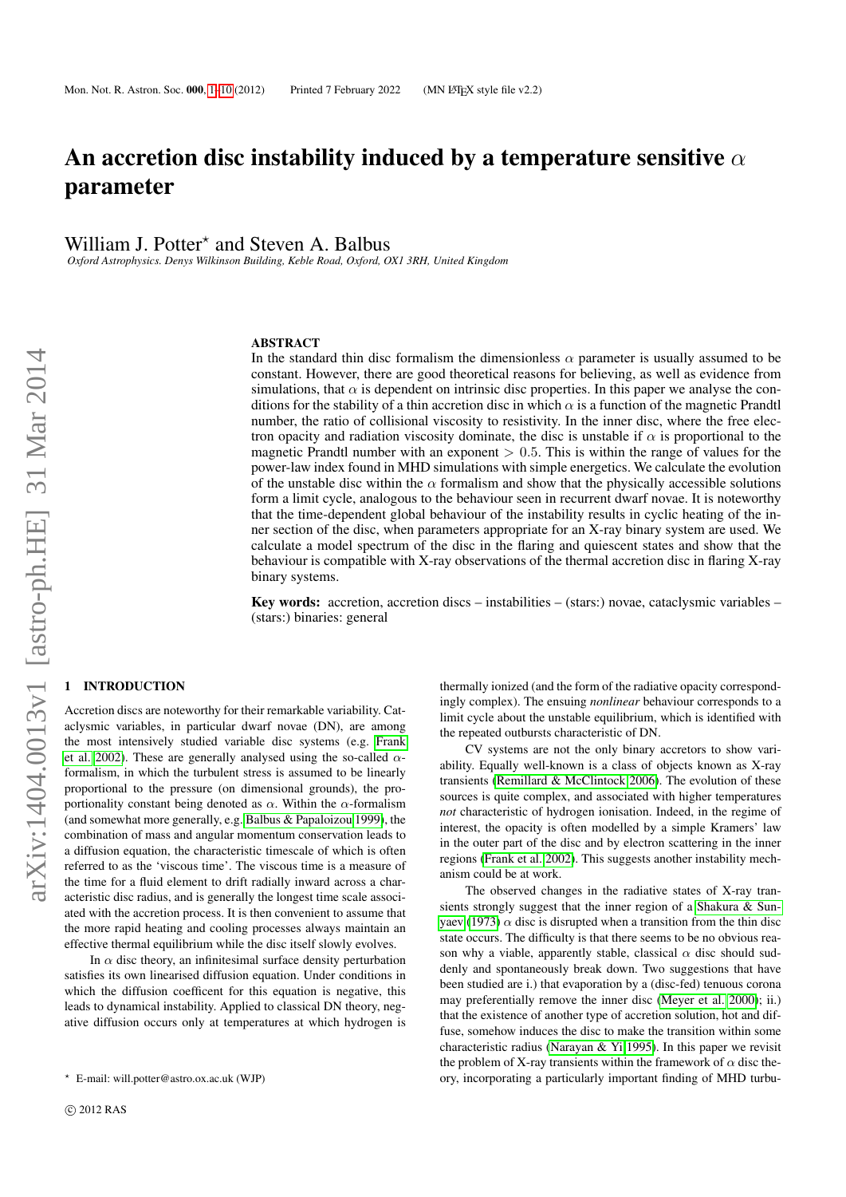# An accretion disc instability induced by a temperature sensitive $\alpha$ parameter

William J. Potter* and Steven A. Balbus

*Oxford Astrophysics. Denys Wilkinson Building, Keble Road, Oxford, OX1 3RH, United Kingdom*

## ABSTRACT

In the standard thin disc formalism the dimensionless $\alpha$ parameter is usually assumed to be constant. However, there are good theoretical reasons for believing, as well as evidence from simulations, that $\alpha$ is dependent on intrinsic disc properties. In this paper we analyse the conditions for the stability of a thin accretion disc in which $\alpha$ is a function of the magnetic Prandtl number, the ratio of collisional viscosity to resistivity. In the inner disc, where the free electron opacity and radiation viscosity dominate, the disc is unstable if $\alpha$ is proportional to the magnetic Prandtl number with an exponent $> 0.5$. This is within the range of values for the power-law index found in MHD simulations with simple energetics. We calculate the evolution of the unstable disc within the $\alpha$ formalism and show that the physically accessible solutions form a limit cycle, analogous to the behaviour seen in recurrent dwarf novae. It is noteworthy that the time-dependent global behaviour of the instability results in cyclic heating of the inner section of the disc, when parameters appropriate for an X-ray binary system are used. We calculate a model spectrum of the disc in the flaring and quiescent states and show that the behaviour is compatible with X-ray observations of the thermal accretion disc in flaring X-ray binary systems.

**Key words:** accretion, accretion discs – instabilities – (stars:) novae, cataclysmic variables – (stars:) binaries: general

## 1 INTRODUCTION

Accretion discs are noteworthy for their remarkable variability. Cataclysmic variables, in particular dwarf novae (DN), are among the most intensively studied variable disc systems (e.g. Frank et al. 2002). These are generally analysed using the so-called $\alpha$-formalism, in which the turbulent stress is assumed to be linearly proportional to the pressure (on dimensional grounds), the proportionality constant being denoted as $\alpha$. Within the $\alpha$-formalism (and somewhat more generally, e.g. Balbus & Papaloizou 1999), the combination of mass and angular momentum conservation leads to a diffusion equation, the characteristic timescale of which is often referred to as the 'viscous time'. The viscous time is a measure of the time for a fluid element to drift radially inward across a characteristic disc radius, and is generally the longest time scale associated with the accretion process. It is then convenient to assume that the more rapid heating and cooling processes always maintain an effective thermal equilibrium while the disc itself slowly evolves.

In $\alpha$ disc theory, an infinitesimal surface density perturbation satisfies its own linearised diffusion equation. Under conditions in which the diffusion coefficent for this equation is negative, this leads to dynamical instability. Applied to classical DN theory, negative diffusion occurs only at temperatures at which hydrogen is thermally ionized (and the form of the radiative opacity correspondingly complex). The ensuing *nonlinear* behaviour corresponds to a limit cycle about the unstable equilibrium, which is identified with the repeated outbursts characteristic of DN.

CV systems are not the only binary accretors to show variability. Equally well-known is a class of objects known as X-ray transients (Remillard & McClintock 2006). The evolution of these sources is quite complex, and associated with higher temperatures *not* characteristic of hydrogen ionisation. Indeed, in the regime of interest, the opacity is often modelled by a simple Kramers' law in the outer part of the disc and by electron scattering in the inner regions (Frank et al. 2002). This suggests another instability mechanism could be at work.

The observed changes in the radiative states of X-ray transients strongly suggest that the inner region of a Shakura & Sunyaev (1973) $\alpha$ disc is disrupted when a transition from the thin disc state occurs. The difficulty is that there seems to be no obvious reason why a viable, apparently stable, classical $\alpha$ disc should suddenly and spontaneously break down. Two suggestions that have been studied are i.) that evaporation by a (disc-fed) tenuous corona may preferentially remove the inner disc (Meyer et al. 2000); ii.) that the existence of another type of accretion solution, hot and diffuse, somehow induces the disc to make the transition within some characteristic radius (Narayan & Yi 1995). In this paper we revisit the problem of X-ray transients within the framework of $\alpha$ disc theory, incorporating a particularly important finding of MHD turbu-

* E-mail: will.potter@astro.ox.ac.uk (WJP)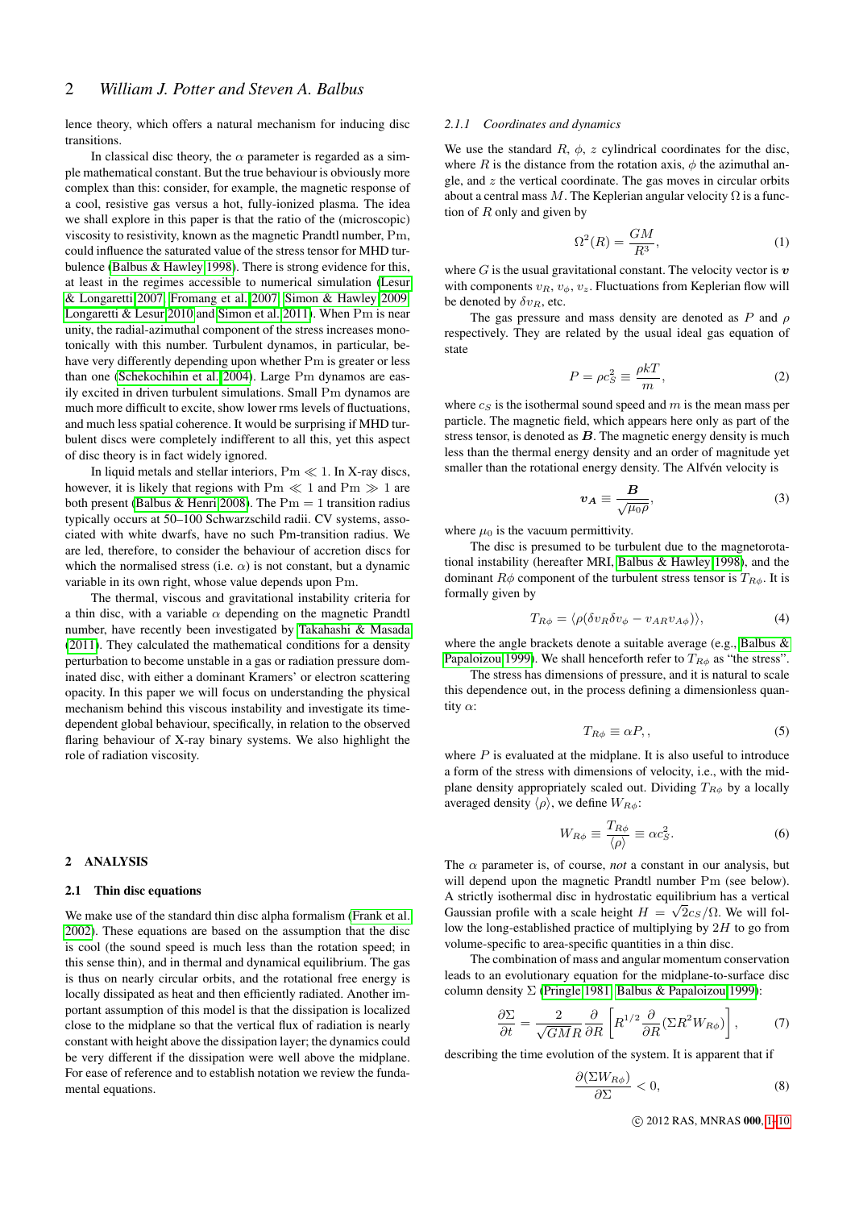lence theory, which offers a natural mechanism for inducing disc transitions.

In classical disc theory, the $\alpha$ parameter is regarded as a simple mathematical constant. But the true behaviour is obviously more complex than this: consider, for example, the magnetic response of a cool, resistive gas versus a hot, fully-ionized plasma. The idea we shall explore in this paper is that the ratio of the (microscopic) viscosity to resistivity, known as the magnetic Prandtl number, $\mathrm{Pm}$, could influence the saturated value of the stress tensor for MHD turbulence (Balbus & Hawley 1998). There is strong evidence for this, at least in the regimes accessible to numerical simulation (Lesur & Longaretti 2007, Fromang et al. 2007, Simon & Hawley 2009, Longaretti & Lesur 2010 and Simon et al. 2011). When $\mathrm{Pm}$ is near unity, the radial-azimuthal component of the stress increases monotonically with this number. Turbulent dynamos, in particular, behave very differently depending upon whether $\mathrm{Pm}$ is greater or less than one (Schekochihin et al. 2004). Large $\mathrm{Pm}$ dynamos are easily excited in driven turbulent simulations. Small $\mathrm{Pm}$ dynamos are much more difficult to excite, show lower rms levels of fluctuations, and much less spatial coherence. It would be surprising if MHD turbulent discs were completely indifferent to all this, yet this aspect of disc theory is in fact widely ignored.

In liquid metals and stellar interiors, $\mathrm{Pm} \ll 1$. In X-ray discs, however, it is likely that regions with $\mathrm{Pm} \ll 1$ and $\mathrm{Pm} \gg 1$ are both present (Balbus & Henri 2008). The $\mathrm{Pm} = 1$ transition radius typically occurs at 50–100 Schwarzschild radii. CV systems, associated with white dwarfs, have no such Pm-transition radius. We are led, therefore, to consider the behaviour of accretion discs for which the normalised stress (i.e. $\alpha$) is not constant, but a dynamic variable in its own right, whose value depends upon $\mathrm{Pm}$.

The thermal, viscous and gravitational instability criteria for a thin disc, with a variable $\alpha$ depending on the magnetic Prandtl number, have recently been investigated by Takahashi & Masada (2011). They calculated the mathematical conditions for a density perturbation to become unstable in a gas or radiation pressure dominated disc, with either a dominant Kramers' or electron scattering opacity. In this paper we will focus on understanding the physical mechanism behind this viscous instability and investigate its time-dependent global behaviour, specifically, in relation to the observed flaring behaviour of X-ray binary systems. We also highlight the role of radiation viscosity.

## 2 ANALYSIS

### 2.1 Thin disc equations

We make use of the standard thin disc alpha formalism (Frank et al. 2002). These equations are based on the assumption that the disc is cool (the sound speed is much less than the rotation speed; in this sense thin), and in thermal and dynamical equilibrium. The gas is thus on nearly circular orbits, and the rotational free energy is locally dissipated as heat and then efficiently radiated. Another important assumption of this model is that the dissipation is localized close to the midplane so that the vertical flux of radiation is nearly constant with height above the dissipation layer; the dynamics could be very different if the dissipation were well above the midplane. For ease of reference and to establish notation we review the fundamental equations.

#### 2.1.1 Coordinates and dynamics

We use the standard $R$, $\phi$, $z$ cylindrical coordinates for the disc, where $R$ is the distance from the rotation axis, $\phi$ the azimuthal angle, and $z$ the vertical coordinate. The gas moves in circular orbits about a central mass $M$. The Keplerian angular velocity $\Omega$ is a function of $R$ only and given by

$$\Omega^2(R) = \frac{GM}{R^3}, \tag{1}$$

where $G$ is the usual gravitational constant. The velocity vector is $\boldsymbol{v}$ with components $v_R$, $v_\phi$, $v_z$. Fluctuations from Keplerian flow will be denoted by $\delta v_R$, etc.

The gas pressure and mass density are denoted as $P$ and $\rho$ respectively. They are related by the usual ideal gas equation of state

$$P = \rho c_S^2 \equiv \frac{\rho k T}{m}, \tag{2}$$

where $c_S$ is the isothermal sound speed and $m$ is the mean mass per particle. The magnetic field, which appears here only as part of the stress tensor, is denoted as $\boldsymbol{B}$. The magnetic energy density is much less than the thermal energy density and an order of magnitude yet smaller than the rotational energy density. The Alfvén velocity is

$$\boldsymbol{v_A} \equiv \frac{\boldsymbol{B}}{\sqrt{\mu_0 \rho}}, \tag{3}$$

where $\mu_0$ is the vacuum permittivity.

The disc is presumed to be turbulent due to the magnetorotational instability (hereafter MRI, Balbus & Hawley 1998), and the dominant $R\phi$ component of the turbulent stress tensor is $T_{R\phi}$. It is formally given by

$$T_{R\phi} = \langle \rho(\delta v_R \delta v_\phi - v_{AR} v_{A\phi}) \rangle, \tag{4}$$

where the angle brackets denote a suitable average (e.g., Balbus & Papaloizou 1999). We shall henceforth refer to $T_{R\phi}$ as "the stress".

The stress has dimensions of pressure, and it is natural to scale this dependence out, in the process defining a dimensionless quantity $\alpha$:

$$T_{R\phi} \equiv \alpha P, , \tag{5}$$

where $P$ is evaluated at the midplane. It is also useful to introduce a form of the stress with dimensions of velocity, i.e., with the midplane density appropriately scaled out. Dividing $T_{R\phi}$ by a locally averaged density $\langle \rho \rangle$, we define $W_{R\phi}$:

$$W_{R\phi} \equiv \frac{T_{R\phi}}{\langle \rho \rangle} \equiv \alpha c_S^2. \tag{6}$$

The $\alpha$ parameter is, of course, *not* a constant in our analysis, but will depend upon the magnetic Prandtl number $\mathrm{Pm}$ (see below). A strictly isothermal disc in hydrostatic equilibrium has a vertical Gaussian profile with a scale height $H = \sqrt{2} c_S/\Omega$. We will follow the long-established practice of multiplying by $2H$ to go from volume-specific to area-specific quantities in a thin disc.

The combination of mass and angular momentum conservation leads to an evolutionary equation for the midplane-to-surface disc column density $\Sigma$ (Pringle 1981, Balbus & Papaloizou 1999):

$$\frac{\partial \Sigma}{\partial t} = \frac{2}{\sqrt{GM}R} \frac{\partial}{\partial R}\left[ R^{1/2} \frac{\partial}{\partial R}(\Sigma R^2 W_{R\phi}) \right], \tag{7}$$

describing the time evolution of the system. It is apparent that if

$$\frac{\partial (\Sigma W_{R\phi})}{\partial \Sigma} < 0, \tag{8}$$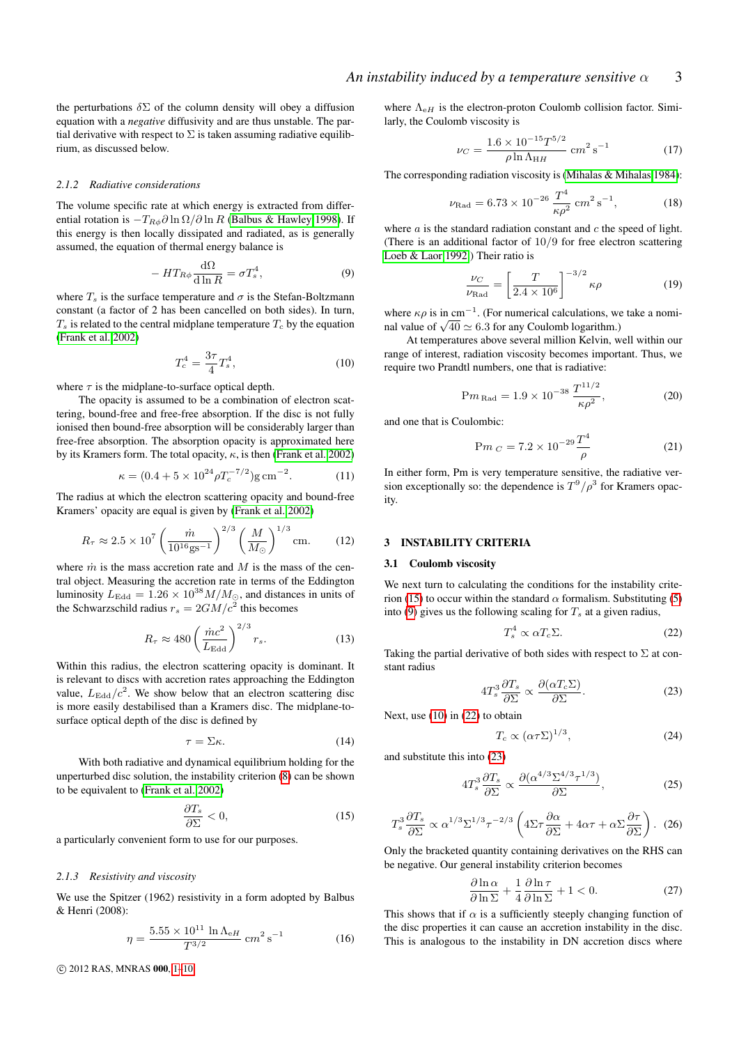the perturbations $\delta\Sigma$ of the column density will obey a diffusion equation with a *negative* diffusivity and are thus unstable. The partial derivative with respect to $\Sigma$ is taken assuming radiative equilibrium, as discussed below.

### 2.1.2 Radiative considerations

The volume specific rate at which energy is extracted from differential rotation is $-T_{R\phi}\partial \ln \Omega/\partial \ln R$ (Balbus & Hawley 1998). If this energy is then locally dissipated and radiated, as is generally assumed, the equation of thermal energy balance is

$$-HT_{R\phi}\frac{\mathrm{d}\Omega}{\mathrm{d}\ln R} = \sigma T_s^4, \tag{9}$$

where $T_s$ is the surface temperature and $\sigma$ is the Stefan-Boltzmann constant (a factor of 2 has been cancelled on both sides). In turn, $T_s$ is related to the central midplane temperature $T_c$ by the equation (Frank et al. 2002)

$$T_c^4 = \frac{3\tau}{4}T_s^4, \tag{10}$$

where $\tau$ is the midplane-to-surface optical depth.

The opacity is assumed to be a combination of electron scattering, bound-free and free-free absorption. If the disc is not fully ionised then bound-free absorption will be considerably larger than free-free absorption. The absorption opacity is approximated here by its Kramers form. The total opacity, $\kappa$, is then (Frank et al. 2002)

$$\kappa = (0.4 + 5\times 10^{24}\rho T_c^{-7/2})\mathrm{g\,cm}^{-2}. \tag{11}$$

The radius at which the electron scattering opacity and bound-free Kramers' opacity are equal is given by (Frank et al. 2002)

$$R_\tau \approx 2.5\times 10^7\left(\frac{\dot m}{10^{16}\mathrm{gs}^{-1}}\right)^{2/3}\left(\frac{M}{M_\odot}\right)^{1/3}\mathrm{cm}. \tag{12}$$

where $\dot m$ is the mass accretion rate and $M$ is the mass of the central object. Measuring the accretion rate in terms of the Eddington luminosity $L_{\mathrm{Edd}} = 1.26\times 10^{38}M/M_\odot$, and distances in units of the Schwarzschild radius $r_s = 2GM/c^2$ this becomes

$$R_\tau \approx 480\left(\frac{\dot m c^2}{L_{\mathrm{Edd}}}\right)^{2/3} r_s. \tag{13}$$

Within this radius, the electron scattering opacity is dominant. It is relevant to discs with accretion rates approaching the Eddington value, $L_{\mathrm{Edd}}/c^2$. We show below that an electron scattering disc is more easily destabilised than a Kramers disc. The midplane-to-surface optical depth of the disc is defined by

$$\tau = \Sigma\kappa. \tag{14}$$

With both radiative and dynamical equilibrium holding for the unperturbed disc solution, the instability criterion (8) can be shown to be equivalent to (Frank et al. 2002)

$$\frac{\partial T_s}{\partial \Sigma} < 0, \tag{15}$$

a particularly convenient form to use for our purposes.

### 2.1.3 Resistivity and viscosity

We use the Spitzer (1962) resistivity in a form adopted by Balbus & Henri (2008):

$$\eta = \frac{5.55\times 10^{11}\,\ln\Lambda_{eH}}{T^{3/2}}\,\mathrm{cm}^2\,\mathrm{s}^{-1} \tag{16}$$

where $\Lambda_{eH}$ is the electron-proton Coulomb collision factor. Similarly, the Coulomb viscosity is

$$\nu_C = \frac{1.6\times 10^{-15}T^{5/2}}{\rho\ln\Lambda_{HH}}\,\mathrm{cm}^2\,\mathrm{s}^{-1} \tag{17}$$

The corresponding radiation viscosity is (Mihalas & Mihalas 1984):

$$\nu_{\mathrm{Rad}} = 6.73\times 10^{-26}\,\frac{T^4}{\kappa\rho^2}\,\mathrm{cm}^2\,\mathrm{s}^{-1}, \tag{18}$$

where $a$ is the standard radiation constant and $c$ the speed of light. (There is an additional factor of $10/9$ for free electron scattering Loeb & Laor 1992.) Their ratio is

$$\frac{\nu_C}{\nu_{\mathrm{Rad}}} = \left[\frac{T}{2.4\times 10^6}\right]^{-3/2}\kappa\rho \tag{19}$$

where $\kappa\rho$ is in $\mathrm{cm}^{-1}$. (For numerical calculations, we take a nominal value of $\sqrt{40}\simeq 6.3$ for any Coulomb logarithm.)

At temperatures above several million Kelvin, well within our range of interest, radiation viscosity becomes important. Thus, we require two Prandtl numbers, one that is radiative:

$$\mathrm{Pm}_{\,\mathrm{Rad}} = 1.9\times 10^{-38}\,\frac{T^{11/2}}{\kappa\rho^2}, \tag{20}$$

and one that is Coulombic:

$$\mathrm{Pm}_{\,C} = 7.2\times 10^{-29}\frac{T^4}{\rho} \tag{21}$$

In either form, Pm is very temperature sensitive, the radiative version exceptionally so: the dependence is $T^9/\rho^3$ for Kramers opacity.

## 3 INSTABILITY CRITERIA

### 3.1 Coulomb viscosity

We next turn to calculating the conditions for the instability criterion (15) to occur within the standard $\alpha$ formalism. Substituting (5) into (9) gives us the following scaling for $T_s$ at a given radius,

$$T_s^4 \propto \alpha T_c\Sigma. \tag{22}$$

Taking the partial derivative of both sides with respect to $\Sigma$ at constant radius

$$4T_s^3\frac{\partial T_s}{\partial\Sigma} \propto \frac{\partial(\alpha T_c\Sigma)}{\partial\Sigma}. \tag{23}$$

Next, use (10) in (22) to obtain

$$T_c \propto (\alpha\tau\Sigma)^{1/3}, \tag{24}$$

and substitute this into (23)

$$4T_s^3\frac{\partial T_s}{\partial\Sigma} \propto \frac{\partial(\alpha^{4/3}\Sigma^{4/3}\tau^{1/3})}{\partial\Sigma}, \tag{25}$$

$$T_s^3\frac{\partial T_s}{\partial\Sigma} \propto \alpha^{1/3}\Sigma^{1/3}\tau^{-2/3}\left(4\Sigma\tau\frac{\partial\alpha}{\partial\Sigma} + 4\alpha\tau + \alpha\Sigma\frac{\partial\tau}{\partial\Sigma}\right). \tag{26}$$

Only the bracketed quantity containing derivatives on the RHS can be negative. Our general instability criterion becomes

$$\frac{\partial\ln\alpha}{\partial\ln\Sigma} + \frac{1}{4}\frac{\partial\ln\tau}{\partial\ln\Sigma} + 1 < 0. \tag{27}$$

This shows that if $\alpha$ is a sufficiently steeply changing function of the disc properties it can cause an accretion instability in the disc. This is analogous to the instability in DN accretion discs where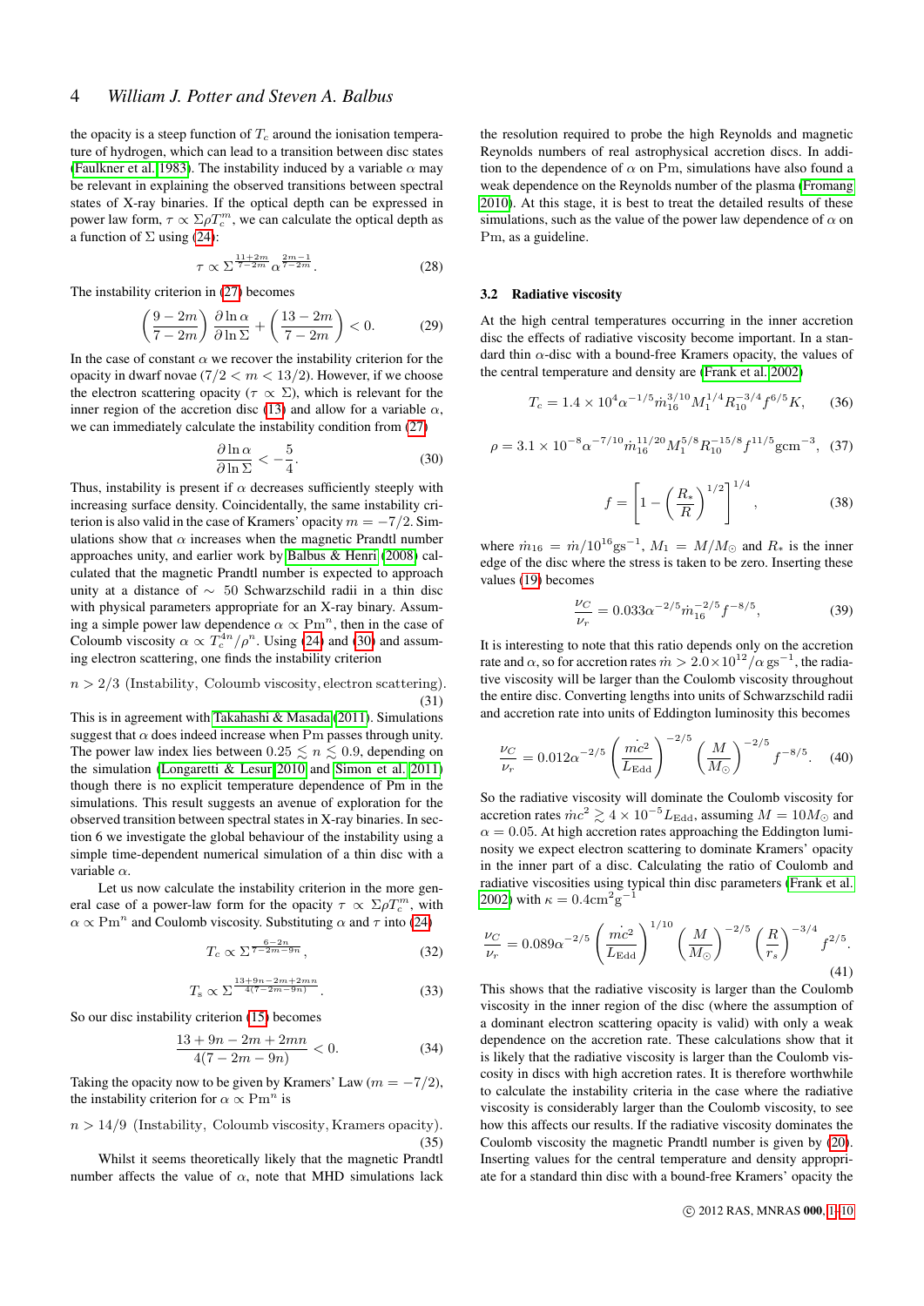the opacity is a steep function of $T_c$ around the ionisation temperature of hydrogen, which can lead to a transition between disc states (Faulkner et al. 1983). The instability induced by a variable $\alpha$ may be relevant in explaining the observed transitions between spectral states of X-ray binaries. If the optical depth can be expressed in power law form, $\tau \propto \Sigma T_c^m$, we can calculate the optical depth as a function of $\Sigma$ using (24):

$$\tau \propto \Sigma^{\frac{11+2m}{7-2m}} \alpha^{\frac{2m-1}{7-2m}}. \tag{28}$$

The instability criterion in (27) becomes

$$\left(\frac{9-2m}{7-2m}\right)\frac{\partial \ln \alpha}{\partial \ln \Sigma} + \left(\frac{13-2m}{7-2m}\right) < 0. \tag{29}$$

In the case of constant $\alpha$ we recover the instability criterion for the opacity in dwarf novae ($7/2 < m < 13/2$). However, if we choose the electron scattering opacity ($\tau \propto \Sigma$), which is relevant for the inner region of the accretion disc (13) and allow for a variable $\alpha$, we can immediately calculate the instability condition from (27)

$$\frac{\partial \ln \alpha}{\partial \ln \Sigma} < -\frac{5}{4}. \tag{30}$$

Thus, instability is present if $\alpha$ decreases sufficiently steeply with increasing surface density. Coincidentally, the same instability criterion is also valid in the case of Kramers' opacity $m = -7/2$. Simulations show that $\alpha$ increases when the magnetic Prandtl number approaches unity, and earlier work by Balbus & Henri (2008) calculated that the magnetic Prandtl number is expected to approach unity at a distance of $\sim$ 50 Schwarzschild radii in a thin disc with physical parameters appropriate for an X-ray binary. Assuming a simple power law dependence $\alpha \propto \mathrm{Pm}^n$, then in the case of Coloumb viscosity $\alpha \propto T_c^{4n}/\rho^n$. Using (24) and (30) and assuming electron scattering, one finds the instability criterion

$$n > 2/3 \text{ (Instability, Coloumb viscosity, electron scattering).} \tag{31}$$

This is in agreement with Takahashi & Masada (2011). Simulations suggest that $\alpha$ does indeed increase when Pm passes through unity. The power law index lies between $0.25 \lesssim n \lesssim 0.9$, depending on the simulation (Longaretti & Lesur 2010 and Simon et al. 2011) though there is no explicit temperature dependence of Pm in the simulations. This result suggests an avenue of exploration for the observed transition between spectral states in X-ray binaries. In section 6 we investigate the global behaviour of the instability using a simple time-dependent numerical simulation of a thin disc with a variable $\alpha$.

Let us now calculate the instability criterion in the more general case of a power-law form for the opacity $\tau \propto \Sigma\rho T_c^m$, with $\alpha \propto \mathrm{Pm}^n$ and Coulomb viscosity. Substituting $\alpha$ and $\tau$ into (24)

$$T_c \propto \Sigma^{\frac{6-2n}{7-2m-9n}}, \tag{32}$$

$$T_s \propto \Sigma^{\frac{13+9n-2m+2mn}{4(7-2m-9n)}}. \tag{33}$$

So our disc instability criterion (15) becomes

$$\frac{13+9n-2m+2mn}{4(7-2m-9n)} < 0. \tag{34}$$

Taking the opacity now to be given by Kramers' Law ($m = -7/2$), the instability criterion for $\alpha \propto \mathrm{Pm}^n$ is

$$n > 14/9 \text{ (Instability, Coloumb viscosity, Kramers opacity).} \tag{35}$$

Whilst it seems theoretically likely that the magnetic Prandtl number affects the value of $\alpha$, note that MHD simulations lack the resolution required to probe the high Reynolds and magnetic Reynolds numbers of real astrophysical accretion discs. In addition to the dependence of $\alpha$ on Pm, simulations have also found a weak dependence on the Reynolds number of the plasma (Fromang 2010). At this stage, it is best to treat the detailed results of these simulations, such as the value of the power law dependence of $\alpha$ on Pm, as a guideline.

### 3.2 Radiative viscosity

At the high central temperatures occurring in the inner accretion disc the effects of radiative viscosity become important. In a standard thin $\alpha$-disc with a bound-free Kramers opacity, the values of the central temperature and density are (Frank et al. 2002)

$$T_c = 1.4\times10^4 \alpha^{-1/5} \dot{m}_{16}^{3/10} M_1^{1/4} R_{10}^{-3/4} f^{6/5} K, \tag{36}$$

$$\rho = 3.1\times10^{-8} \alpha^{-7/10} \dot{m}_{16}^{11/20} M_1^{5/8} R_{10}^{-15/8} f^{11/5} \mathrm{g cm}^{-3}, \tag{37}$$

$$f = \left[1 - \left(\frac{R_*}{R}\right)^{1/2}\right]^{1/4}, \tag{38}$$

where $\dot{m}_{16} = \dot{m}/10^{16}\mathrm{gs}^{-1}$, $M_1 = M/M_\odot$ and $R_*$ is the inner edge of the disc where the stress is taken to be zero. Inserting these values (19) becomes

$$\frac{\nu_C}{\nu_r} = 0.033\alpha^{-2/5}\dot{m}_{16}^{-2/5} f^{-8/5}, \tag{39}$$

It is interesting to note that this ratio depends only on the accretion rate and $\alpha$, so for accretion rates $\dot{m} > 2.0\times10^{12}/\alpha\,\mathrm{gs}^{-1}$, the radiative viscosity will be larger than the Coulomb viscosity throughout the entire disc. Converting lengths into units of Schwarzschild radii and accretion rate into units of Eddington luminosity this becomes

$$\frac{\nu_C}{\nu_r} = 0.012\alpha^{-2/5}\left(\frac{\dot{m}c^2}{L_{\mathrm{Edd}}}\right)^{-2/5}\left(\frac{M}{M_\odot}\right)^{-2/5} f^{-8/5}. \tag{40}$$

So the radiative viscosity will dominate the Coulomb viscosity for accretion rates $\dot{m}c^2 \gtrsim 4\times10^{-5}L_{\mathrm{Edd}}$, assuming $M = 10M_\odot$ and $\alpha = 0.05$. At high accretion rates approaching the Eddington luminosity we expect electron scattering to dominate Kramers' opacity in the inner part of a disc. Calculating the ratio of Coulomb and radiative viscosities using typical thin disc parameters (Frank et al. 2002) with $\kappa = 0.4\mathrm{cm}^2\mathrm{g}^{-1}$

$$\frac{\nu_C}{\nu_r} = 0.089\alpha^{-2/5}\left(\frac{\dot{m}c^2}{L_{\mathrm{Edd}}}\right)^{1/10}\left(\frac{M}{M_\odot}\right)^{-2/5}\left(\frac{R}{r_s}\right)^{-3/4} f^{2/5}. \tag{41}$$

This shows that the radiative viscosity is larger than the Coulomb viscosity in the inner region of the disc (where the assumption of a dominant electron scattering opacity is valid) with only a weak dependence on the accretion rate. These calculations show that it is likely that the radiative viscosity is larger than the Coulomb viscosity in discs with high accretion rates. It is therefore worthwhile to calculate the instability criteria in the case where the radiative viscosity is considerably larger than the Coulomb viscosity, to see how this affects our results. If the radiative viscosity dominates the Coulomb viscosity the magnetic Prandtl number is given by (20). Inserting values for the central temperature and density appropriate for a standard thin disc with a bound-free Kramers' opacity the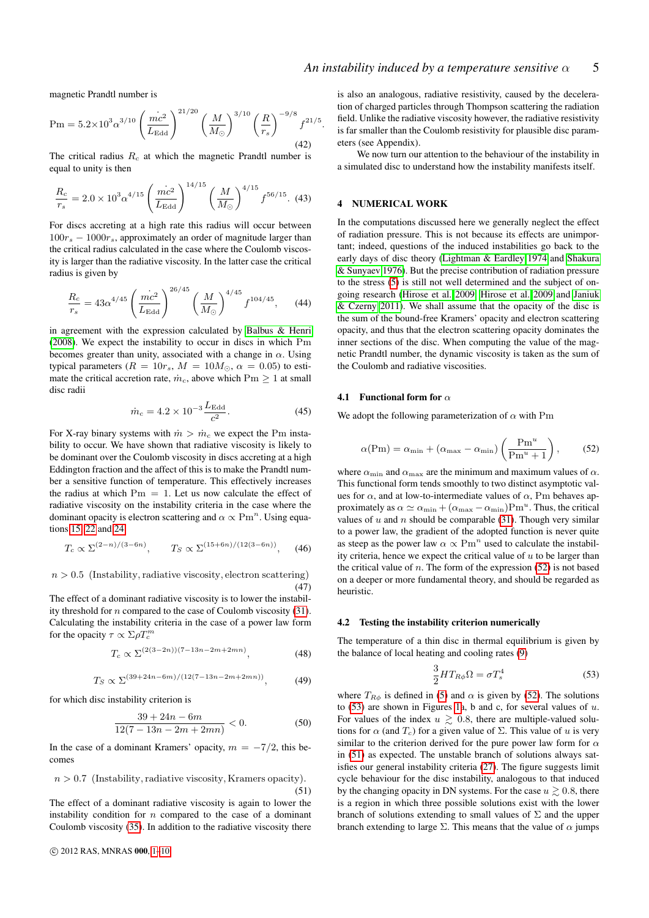magnetic Prandtl number is

$$\mathrm{Pm} = 5.2{\times}10^3\alpha^{3/10}\left(\frac{\dot{m}c^2}{L_{\rm Edd}}\right)^{21/20}\left(\frac{M}{M_\odot}\right)^{3/10}\left(\frac{R}{r_s}\right)^{-9/8}f^{21/5}. \tag{42}$$

The critical radius $R_c$ at which the magnetic Prandtl number is equal to unity is then

$$\frac{R_c}{r_s} = 2.0\times 10^3\alpha^{4/15}\left(\frac{\dot{m}c^2}{L_{\rm Edd}}\right)^{14/15}\left(\frac{M}{M_\odot}\right)^{4/15}f^{56/15}. \tag{43}$$

For discs accreting at a high rate this radius will occur between $100r_s - 1000r_s$, approximately an order of magnitude larger than the critical radius calculated in the case where the Coulomb viscosity is larger than the radiative viscosity. In the latter case the critical radius is given by

$$\frac{R_c}{r_s} = 43\alpha^{4/45}\left(\frac{\dot{m}c^2}{L_{\rm Edd}}\right)^{26/45}\left(\frac{M}{M_\odot}\right)^{4/45}f^{104/45}, \tag{44}$$

in agreement with the expression calculated by Balbus & Henri (2008). We expect the instability to occur in discs in which Pm becomes greater than unity, associated with a change in $\alpha$. Using typical parameters ($R = 10r_s$, $M = 10M_\odot$, $\alpha = 0.05$) to estimate the critical accretion rate, $\dot{m}_c$, above which $\mathrm{Pm} \geq 1$ at small disc radii

$$\dot{m}_c = 4.2\times 10^{-3}\frac{L_{\rm Edd}}{c^2}. \tag{45}$$

For X-ray binary systems with $\dot{m} > \dot{m}_c$ we expect the Pm instability to occur. We have shown that radiative viscosity is likely to be dominant over the Coulomb viscosity in discs accreting at a high Eddington fraction and the affect of this is to make the Prandtl number a sensitive function of temperature. This effectively increases the radius at which $\mathrm{Pm} = 1$. Let us now calculate the effect of radiative viscosity on the instability criteria in the case where the dominant opacity is electron scattering and $\alpha \propto \mathrm{Pm}^n$. Using equations 15, 22 and 24

$$T_c \propto \Sigma^{(2-n)/(3-6n)}, \qquad T_S \propto \Sigma^{(15+6n)/(12(3-6n))}, \tag{46}$$

$$n > 0.5 \;\; (\text{Instability, radiative viscosity, electron scattering}) \tag{47}$$

The effect of a dominant radiative viscosity is to lower the instability threshold for $n$ compared to the case of Coulomb viscosity (31). Calculating the instability criteria in the case of a power law form for the opacity $\tau \propto \Sigma\rho T_c^m$

$$T_c \propto \Sigma^{(2(3-2n))(7-13n-2m+2mn)}, \tag{48}$$

$$T_S \propto \Sigma^{(39+24n-6m)/(12(7-13n-2m+2mn))}, \tag{49}$$

for which disc instability criterion is

$$\frac{39+24n-6m}{12(7-13n-2m+2mn)} < 0. \tag{50}$$

In the case of a dominant Kramers' opacity, $m = -7/2$, this becomes

$$n > 0.7 \;\; (\text{Instability, radiative viscosity, Kramers opacity}). \tag{51}$$

The effect of a dominant radiative viscosity is again to lower the instability condition for $n$ compared to the case of a dominant Coulomb viscosity (35). In addition to the radiative viscosity there is also an analogous, radiative resistivity, caused by the deceleration of charged particles through Thompson scattering the radiation field. Unlike the radiative viscosity however, the radiative resistivity is far smaller than the Coulomb resistivity for plausible disc parameters (see Appendix).

We now turn our attention to the behaviour of the instability in a simulated disc to understand how the instability manifests itself.

## 4 NUMERICAL WORK

In the computations discussed here we generally neglect the effect of radiation pressure. This is not because its effects are unimportant; indeed, questions of the induced instabilities go back to the early days of disc theory (Lightman & Eardley 1974 and Shakura & Sunyaev 1976). But the precise contribution of radiation pressure to the stress (5) is still not well determined and the subject of ongoing research (Hirose et al. 2009, Hirose et al. 2009 and Janiuk & Czerny 2011). We shall assume that the opacity of the disc is the sum of the bound-free Kramers' opacity and electron scattering opacity, and thus that the electron scattering opacity dominates the inner sections of the disc. When computing the value of the magnetic Prandtl number, the dynamic viscosity is taken as the sum of the Coulomb and radiative viscosities.

### 4.1 Functional form for $\alpha$

We adopt the following parameterization of $\alpha$ with Pm

$$\alpha(\mathrm{Pm}) = \alpha_{\rm min} + (\alpha_{\rm max} - \alpha_{\rm min})\left(\frac{\mathrm{Pm}^u}{\mathrm{Pm}^u + 1}\right), \tag{52}$$

where $\alpha_{\rm min}$ and $\alpha_{\rm max}$ are the minimum and maximum values of $\alpha$. This functional form tends smoothly to two distinct asymptotic values for $\alpha$, and at low-to-intermediate values of $\alpha$, Pm behaves approximately as $\alpha \simeq \alpha_{\rm min} + (\alpha_{\rm max} - \alpha_{\rm min})\mathrm{Pm}^u$. Thus, the critical values of $u$ and $n$ should be comparable (31). Though very similar to a power law, the gradient of the adopted function is never quite as steep as the power law $\alpha \propto \mathrm{Pm}^n$ used to calculate the instability criteria, hence we expect the critical value of $u$ to be larger than the critical value of $n$. The form of the expression (52) is not based on a deeper or more fundamental theory, and should be regarded as heuristic.

### 4.2 Testing the instability criterion numerically

The temperature of a thin disc in thermal equilibrium is given by the balance of local heating and cooling rates (9)

$$\frac{3}{2}HT_{R\phi}\Omega = \sigma T_s^4 \tag{53}$$

where $T_{R\phi}$ is defined in (5) and $\alpha$ is given by (52). The solutions to (53) are shown in Figures 1a, b and c, for several values of $u$. For values of the index $u \gtrsim 0.8$, there are multiple-valued solutions for $\alpha$ (and $T_c$) for a given value of $\Sigma$. This value of $u$ is very similar to the criterion derived for the pure power law form for $\alpha$ in (51) as expected. The unstable branch of solutions always satisfies our general instability criteria (27). The figure suggests limit cycle behaviour for the disc instability, analogous to that induced by the changing opacity in DN systems. For the case $u \gtrsim 0.8$, there is a region in which three possible solutions exist with the lower branch of solutions extending to small values of $\Sigma$ and the upper branch extending to large $\Sigma$. This means that the value of $\alpha$ jumps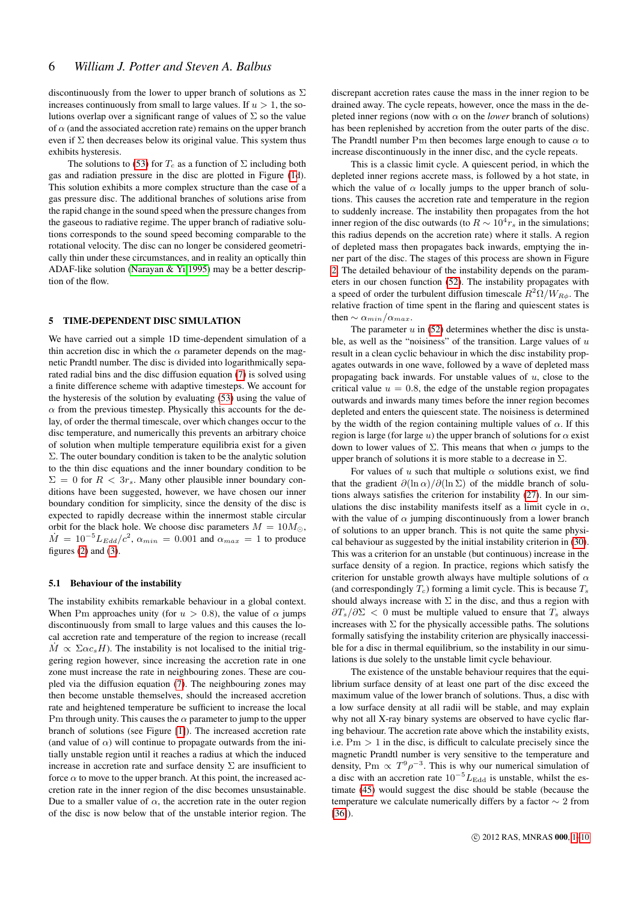discontinuously from the lower to upper branch of solutions as $\Sigma$ increases continuously from small to large values. If $u > 1$, the solutions overlap over a significant range of values of $\Sigma$ so the value of $\alpha$ (and the associated accretion rate) remains on the upper branch even if $\Sigma$ then decreases below its original value. This system thus exhibits hysteresis.

The solutions to (53) for $T_c$ as a function of $\Sigma$ including both gas and radiation pressure in the disc are plotted in Figure (1d). This solution exhibits a more complex structure than the case of a gas pressure disc. The additional branches of solutions arise from the rapid change in the sound speed when the pressure changes from the gaseous to radiative regime. The upper branch of radiative solutions corresponds to the sound speed becoming comparable to the rotational velocity. The disc can no longer be considered geometrically thin under these circumstances, and in reality an optically thin ADAF-like solution (Narayan & Yi 1995) may be a better description of the flow.

## 5 TIME-DEPENDENT DISC SIMULATION

We have carried out a simple 1D time-dependent simulation of a thin accretion disc in which the $\alpha$ parameter depends on the magnetic Prandtl number. The disc is divided into logarithmically separated radial bins and the disc diffusion equation (7) is solved using a finite difference scheme with adaptive timesteps. We account for the hysteresis of the solution by evaluating (53) using the value of $\alpha$ from the previous timestep. Physically this accounts for the delay, of order the thermal timescale, over which changes occur to the disc temperature, and numerically this prevents an arbitrary choice of solution when multiple temperature equilibria exist for a given $\Sigma$. The outer boundary condition is taken to be the analytic solution to the thin disc equations and the inner boundary condition to be $\Sigma = 0$ for $R < 3r_s$. Many other plausible inner boundary conditions have been suggested, however, we have chosen our inner boundary condition for simplicity, since the density of the disc is expected to rapidly decrease within the innermost stable circular orbit for the black hole. We choose disc parameters $M = 10M_{\odot}$, $\dot{M} = 10^{-5}L_{Edd}/c^2$, $\alpha_{min} = 0.001$ and $\alpha_{max} = 1$ to produce figures (2) and (3).

### 5.1 Behaviour of the instability

The instability exhibits remarkable behaviour in a global context. When $\mathrm{Pm}$ approaches unity (for $u > 0.8$), the value of $\alpha$ jumps discontinuously from small to large values and this causes the local accretion rate and temperature of the region to increase (recall $\dot{M} \propto \Sigma\alpha c_s H$). The instability is not localised to the initial triggering region however, since increasing the accretion rate in one zone must increase the rate in neighbouring zones. These are coupled via the diffusion equation (7). The neighbouring zones may then become unstable themselves, should the increased accretion rate and heightened temperature be sufficient to increase the local $\mathrm{Pm}$ through unity. This causes the $\alpha$ parameter to jump to the upper branch of solutions (see Figure (1)). The increased accretion rate (and value of $\alpha$) will continue to propagate outwards from the initially unstable region until it reaches a radius at which the induced increase in accretion rate and surface density $\Sigma$ are insufficient to force $\alpha$ to move to the upper branch. At this point, the increased accretion rate in the inner region of the disc becomes unsustainable. Due to a smaller value of $\alpha$, the accretion rate in the outer region of the disc is now below that of the unstable interior region. The discrepant accretion rates cause the mass in the inner region to be drained away. The cycle repeats, however, once the mass in the depleted inner regions (now with $\alpha$ on the *lower* branch of solutions) has been replenished by accretion from the outer parts of the disc. The Prandtl number $\mathrm{Pm}$ then becomes large enough to cause $\alpha$ to increase discontinuously in the inner disc, and the cycle repeats.

This is a classic limit cycle. A quiescent period, in which the depleted inner regions accrete mass, is followed by a hot state, in which the value of $\alpha$ locally jumps to the upper branch of solutions. This causes the accretion rate and temperature in the region to suddenly increase. The instability then propagates from the hot inner region of the disc outwards (to $R \sim 10^4 r_s$ in the simulations; this radius depends on the accretion rate) where it stalls. A region of depleted mass then propagates back inwards, emptying the inner part of the disc. The stages of this process are shown in Figure 2. The detailed behaviour of the instability depends on the parameters in our chosen function (52). The instability propagates with a speed of order the turbulent diffusion timescale $R^2\Omega/W_{R\phi}$. The relative fraction of time spent in the flaring and quiescent states is then $\sim \alpha_{min}/\alpha_{max}$.

The parameter $u$ in (52) determines whether the disc is unstable, as well as the "noisiness" of the transition. Large values of $u$ result in a clean cyclic behaviour in which the disc instability propagates outwards in one wave, followed by a wave of depleted mass propagating back inwards. For unstable values of $u$, close to the critical value $u = 0.8$, the edge of the unstable region propagates outwards and inwards many times before the inner region becomes depleted and enters the quiescent state. The noisiness is determined by the width of the region containing multiple values of $\alpha$. If this region is large (for large $u$) the upper branch of solutions for $\alpha$ exist down to lower values of $\Sigma$. This means that when $\alpha$ jumps to the upper branch of solutions it is more stable to a decrease in $\Sigma$.

For values of $u$ such that multiple $\alpha$ solutions exist, we find that the gradient $\partial(\ln\alpha)/\partial(\ln\Sigma)$ of the middle branch of solutions always satisfies the criterion for instability (27). In our simulations the disc instability manifests itself as a limit cycle in $\alpha$, with the value of $\alpha$ jumping discontinuously from a lower branch of solutions to an upper branch. This is not quite the same physical behaviour as suggested by the initial instability criterion in (30). This was a criterion for an unstable (but continuous) increase in the surface density of a region. In practice, regions which satisfy the criterion for unstable growth always have multiple solutions of $\alpha$ (and correspondingly $T_c$) forming a limit cycle. This is because $T_s$ should always increase with $\Sigma$ in the disc, and thus a region with $\partial T_s/\partial\Sigma < 0$ must be multiple valued to ensure that $T_s$ always increases with $\Sigma$ for the physically accessible paths. The solutions formally satisfying the instability criterion are physically inaccessible for a disc in thermal equilibrium, so the instability in our simulations is due solely to the unstable limit cycle behaviour.

The existence of the unstable behaviour requires that the equilibrium surface density of at least one part of the disc exceed the maximum value of the lower branch of solutions. Thus, a disc with a low surface density at all radii will be stable, and may explain why not all X-ray binary systems are observed to have cyclic flaring behaviour. The accretion rate above which the instability exists, i.e. $\mathrm{Pm} > 1$ in the disc, is difficult to calculate precisely since the magnetic Prandtl number is very sensitive to the temperature and density, $\mathrm{Pm} \propto T^9\rho^{-3}$. This is why our numerical simulation of a disc with an accretion rate $10^{-5}L_{\mathrm{Edd}}$ is unstable, whilst the estimate (45) would suggest the disc should be stable (because the temperature we calculate numerically differs by a factor $\sim 2$ from (36)).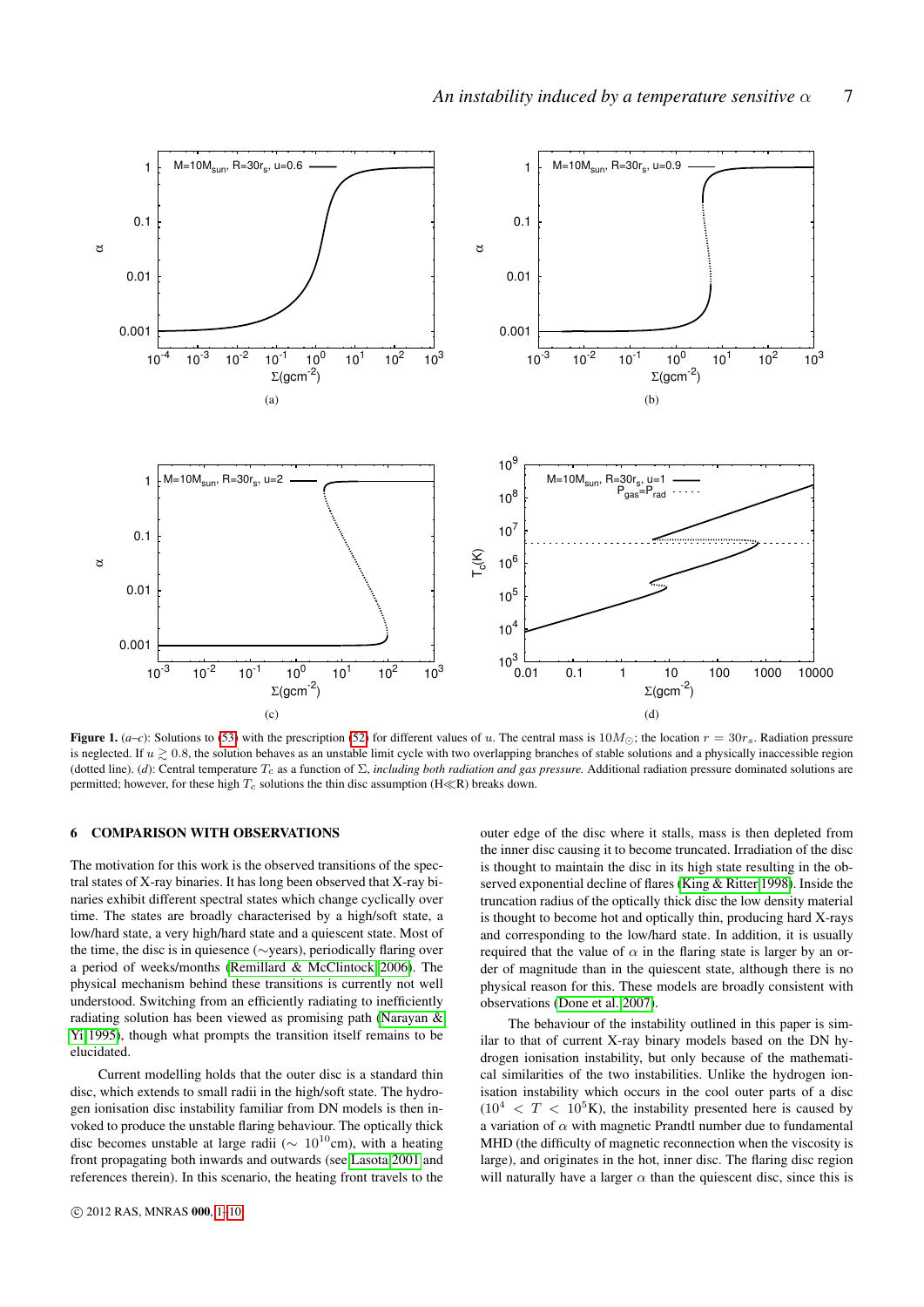**Figure 1.** (*a–c*): Solutions to (53) with the prescription (52) for different values of $u$. The central mass is $10M_{\odot}$; the location $r = 30r_s$. Radiation pressure is neglected. If $u \gtrsim 0.8$, the solution behaves as an unstable limit cycle with two overlapping branches of stable solutions and a physically inaccessible region (dotted line). (*d*): Central temperature $T_c$ as a function of $\Sigma$, *including both radiation and gas pressure.* Additional radiation pressure dominated solutions are permitted; however, for these high $T_c$ solutions the thin disc assumption (H≪R) breaks down.

## 6 COMPARISON WITH OBSERVATIONS

The motivation for this work is the observed transitions of the spectral states of X-ray binaries. It has long been observed that X-ray binaries exhibit different spectral states which change cyclically over time. The states are broadly characterised by a high/soft state, a low/hard state, a very high/hard state and a quiescent state. Most of the time, the disc is in quiesence (∼years), periodically flaring over a period of weeks/months (Remillard & McClintock 2006). The physical mechanism behind these transitions is currently not well understood. Switching from an efficiently radiating to inefficiently radiating solution has been viewed as promising path (Narayan & Yi 1995), though what prompts the transition itself remains to be elucidated.

Current modelling holds that the outer disc is a standard thin disc, which extends to small radii in the high/soft state. The hydrogen ionisation disc instability familiar from DN models is then invoked to produce the unstable flaring behaviour. The optically thick disc becomes unstable at large radii ($\sim 10^{10}$cm), with a heating front propagating both inwards and outwards (see Lasota 2001 and references therein). In this scenario, the heating front travels to the outer edge of the disc where it stalls, mass is then depleted from the inner disc causing it to become truncated. Irradiation of the disc is thought to maintain the disc in its high state resulting in the observed exponential decline of flares (King & Ritter 1998). Inside the truncation radius of the optically thick disc the low density material is thought to become hot and optically thin, producing hard X-rays and corresponding to the low/hard state. In addition, it is usually required that the value of $\alpha$ in the flaring state is larger by an order of magnitude than in the quiescent state, although there is no physical reason for this. These models are broadly consistent with observations (Done et al. 2007).

The behaviour of the instability outlined in this paper is similar to that of current X-ray binary models based on the DN hydrogen ionisation instability, but only because of the mathematical similarities of the two instabilities. Unlike the hydrogen ionisation instability which occurs in the cool outer parts of a disc ($10^4 < T < 10^5$K), the instability presented here is caused by a variation of $\alpha$ with magnetic Prandtl number due to fundamental MHD (the difficulty of magnetic reconnection when the viscosity is large), and originates in the hot, inner disc. The flaring disc region will naturally have a larger $\alpha$ than the quiescent disc, since this is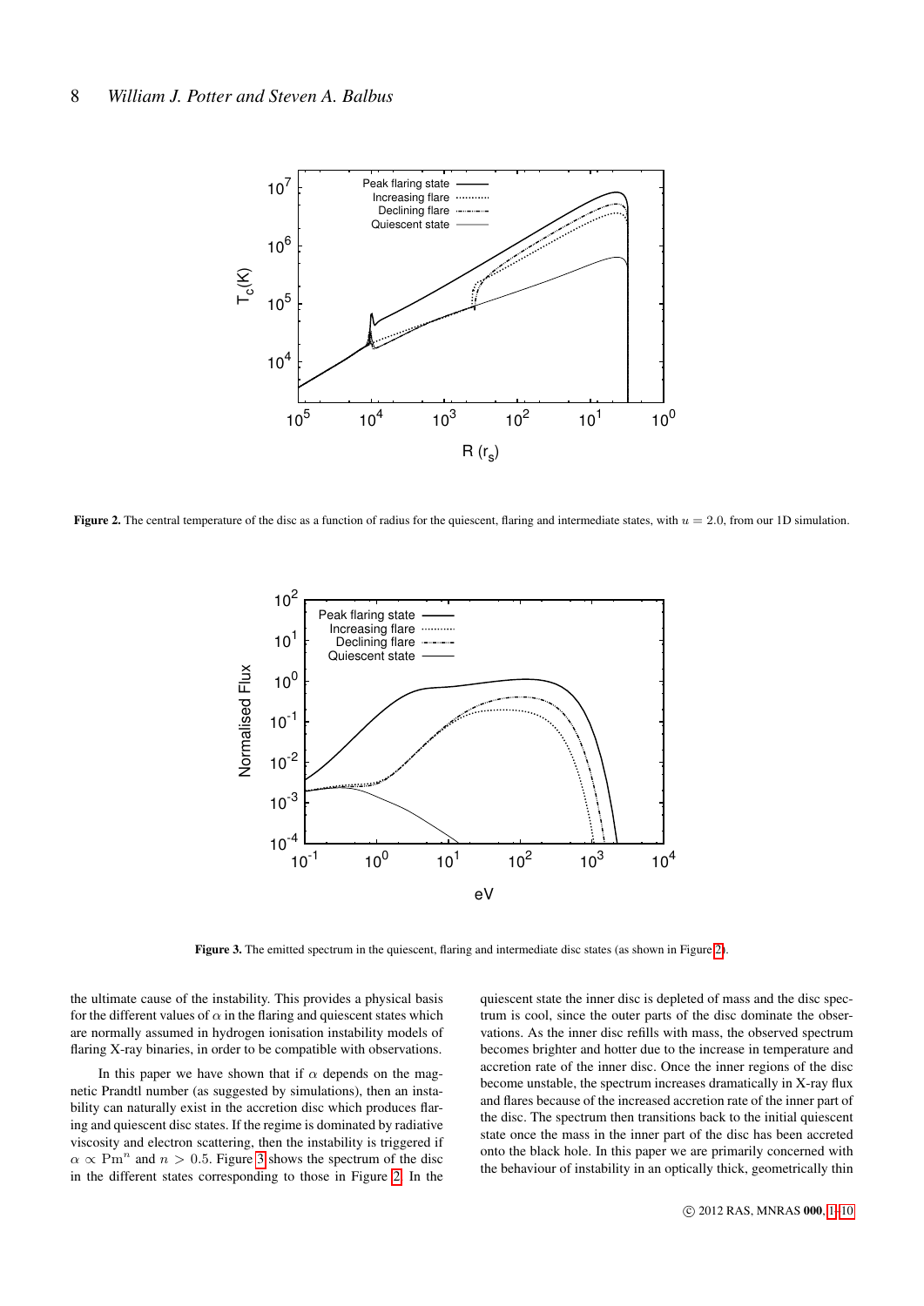**Figure 2.** The central temperature of the disc as a function of radius for the quiescent, flaring and intermediate states, with $u = 2.0$, from our 1D simulation.

**Figure 3.** The emitted spectrum in the quiescent, flaring and intermediate disc states (as shown in Figure 2).

the ultimate cause of the instability. This provides a physical basis for the different values of $\alpha$ in the flaring and quiescent states which are normally assumed in hydrogen ionisation instability models of flaring X-ray binaries, in order to be compatible with observations.

In this paper we have shown that if $\alpha$ depends on the magnetic Prandtl number (as suggested by simulations), then an instability can naturally exist in the accretion disc which produces flaring and quiescent disc states. If the regime is dominated by radiative viscosity and electron scattering, then the instability is triggered if $\alpha \propto \mathrm{Pm}^n$ and $n > 0.5$. Figure 3 shows the spectrum of the disc in the different states corresponding to those in Figure 2. In the quiescent state the inner disc is depleted of mass and the disc spectrum is cool, since the outer parts of the disc dominate the observations. As the inner disc refills with mass, the observed spectrum becomes brighter and hotter due to the increase in temperature and accretion rate of the inner disc. Once the inner regions of the disc become unstable, the spectrum increases dramatically in X-ray flux and flares because of the increased accretion rate of the inner part of the disc. The spectrum then transitions back to the initial quiescent state once the mass in the inner part of the disc has been accreted onto the black hole. In this paper we are primarily concerned with the behaviour of instability in an optically thick, geometrically thin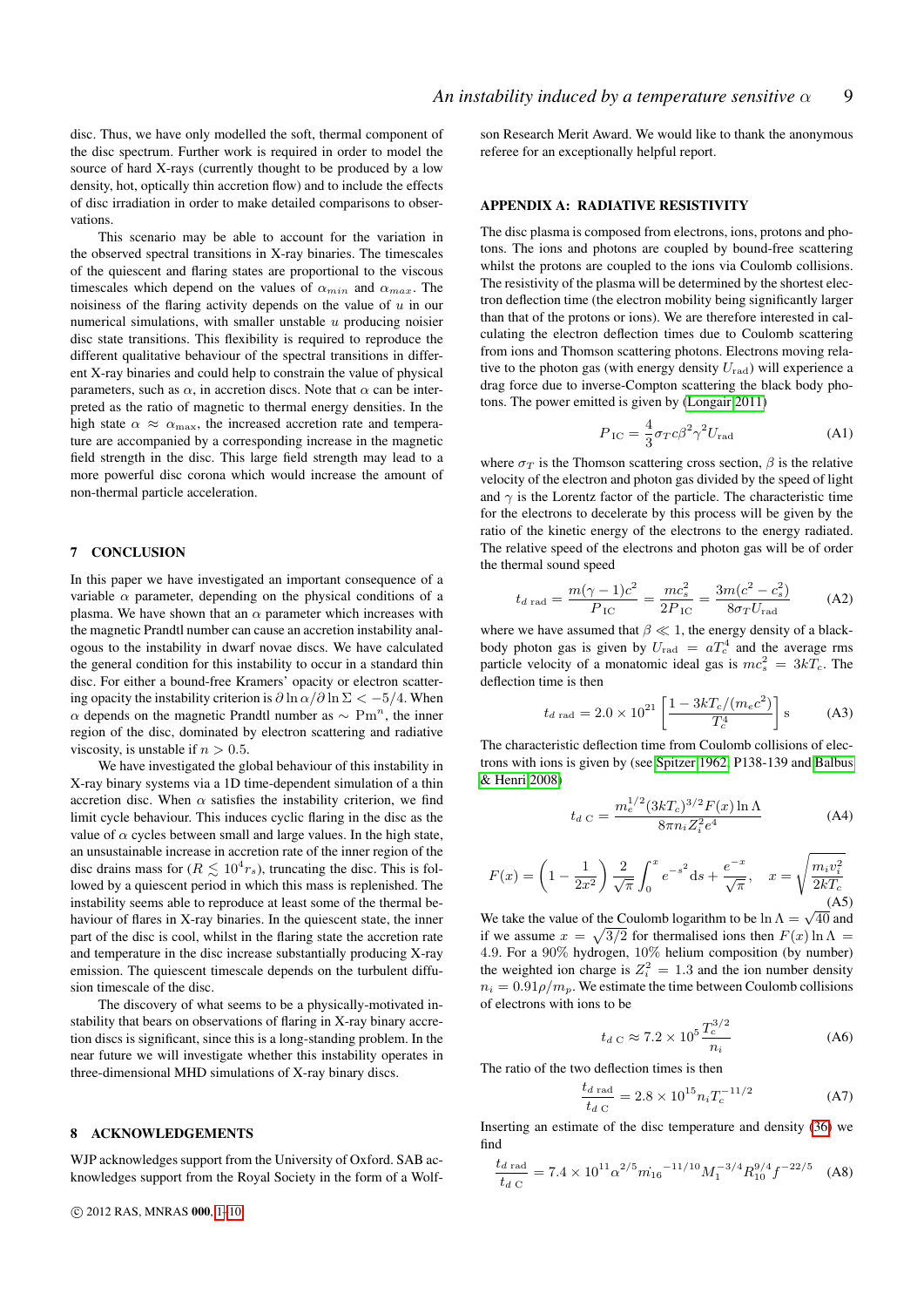disc. Thus, we have only modelled the soft, thermal component of the disc spectrum. Further work is required in order to model the source of hard X-rays (currently thought to be produced by a low density, hot, optically thin accretion flow) and to include the effects of disc irradiation in order to make detailed comparisons to observations.

This scenario may be able to account for the variation in the observed spectral transitions in X-ray binaries. The timescales of the quiescent and flaring states are proportional to the viscous timescales which depend on the values of $\alpha_{min}$ and $\alpha_{max}$. The noisiness of the flaring activity depends on the value of $u$ in our numerical simulations, with smaller unstable $u$ producing noisier disc state transitions. This flexibility is required to reproduce the different qualitative behaviour of the spectral transitions in different X-ray binaries and could help to constrain the value of physical parameters, such as $\alpha$, in accretion discs. Note that $\alpha$ can be interpreted as the ratio of magnetic to thermal energy densities. In the high state $\alpha \approx \alpha_{\max}$, the increased accretion rate and temperature are accompanied by a corresponding increase in the magnetic field strength in the disc. This large field strength may lead to a more powerful disc corona which would increase the amount of non-thermal particle acceleration.

## 7 CONCLUSION

In this paper we have investigated an important consequence of a variable $\alpha$ parameter, depending on the physical conditions of a plasma. We have shown that an $\alpha$ parameter which increases with the magnetic Prandtl number can cause an accretion instability analogous to the instability in dwarf novae discs. We have calculated the general condition for this instability to occur in a standard thin disc. For either a bound-free Kramers' opacity or electron scattering opacity the instability criterion is $\partial \ln \alpha / \partial \ln \Sigma < -5/4$. When $\alpha$ depends on the magnetic Prandtl number as $\sim \mathrm{Pm}^n$, the inner region of the disc, dominated by electron scattering and radiative viscosity, is unstable if $n > 0.5$.

We have investigated the global behaviour of this instability in X-ray binary systems via a 1D time-dependent simulation of a thin accretion disc. When $\alpha$ satisfies the instability criterion, we find limit cycle behaviour. This induces cyclic flaring in the disc as the value of $\alpha$ cycles between small and large values. In the high state, an unsustainable increase in accretion rate of the inner region of the disc drains mass for ($R \lesssim 10^4 r_s$), truncating the disc. This is followed by a quiescent period in which this mass is replenished. The instability seems able to reproduce at least some of the thermal behaviour of flares in X-ray binaries. In the quiescent state, the inner part of the disc is cool, whilst in the flaring state the accretion rate and temperature in the disc increase substantially producing X-ray emission. The quiescent timescale depends on the turbulent diffusion timescale of the disc.

The discovery of what seems to be a physically-motivated instability that bears on observations of flaring in X-ray binary accretion discs is significant, since this is a long-standing problem. In the near future we will investigate whether this instability operates in three-dimensional MHD simulations of X-ray binary discs.

## 8 ACKNOWLEDGEMENTS

WJP acknowledges support from the University of Oxford. SAB acknowledges support from the Royal Society in the form of a Wolfson Research Merit Award. We would like to thank the anonymous referee for an exceptionally helpful report.

## APPENDIX A: RADIATIVE RESISTIVITY

The disc plasma is composed from electrons, ions, protons and photons. The ions and photons are coupled by bound-free scattering whilst the protons are coupled to the ions via Coulomb collisions. The resistivity of the plasma will be determined by the shortest electron deflection time (the electron mobility being significantly larger than that of the protons or ions). We are therefore interested in calculating the electron deflection times due to Coulomb scattering from ions and Thomson scattering photons. Electrons moving relative to the photon gas (with energy density $U_{\rm rad}$) will experience a drag force due to inverse-Compton scattering the black body photons. The power emitted is given by (Longair 2011)

$$P_{\rm IC} = \frac{4}{3}\sigma_T c \beta^2 \gamma^2 U_{\rm rad} \tag{A1}$$

where $\sigma_T$ is the Thomson scattering cross section, $\beta$ is the relative velocity of the electron and photon gas divided by the speed of light and $\gamma$ is the Lorentz factor of the particle. The characteristic time for the electrons to decelerate by this process will be given by the ratio of the kinetic energy of the electrons to the energy radiated. The relative speed of the electrons and photon gas will be of order the thermal sound speed

$$t_{d\ \rm rad} = \frac{m(\gamma-1)c^2}{P_{\rm IC}} = \frac{mc_s^2}{2P_{\rm IC}} = \frac{3m(c^2-c_s^2)}{8\sigma_T U_{\rm rad}} \tag{A2}$$

where we have assumed that $\beta \ll 1$, the energy density of a blackbody photon gas is given by $U_{\rm rad} = aT_c^4$ and the average rms particle velocity of a monatomic ideal gas is $mc_s^2 = 3kT_c$. The deflection time is then

$$t_{d\ \rm rad} = 2.0 \times 10^{21}\left[\frac{1 - 3kT_c/(m_e c^2)}{T_c^4}\right]\mathrm{s} \tag{A3}$$

The characteristic deflection time from Coulomb collisions of electrons with ions is given by (see Spitzer 1962, P138-139 and Balbus & Henri 2008)

$$t_{d\ \rm C} = \frac{m_e^{1/2}(3kT_c)^{3/2}F(x)\ln\Lambda}{8\pi n_i Z_i^2 e^4} \tag{A4}$$

$$F(x) = \left(1 - \frac{1}{2x^2}\right)\frac{2}{\sqrt{\pi}}\int_0^x e^{-s^2}\,\mathrm{d}s + \frac{e^{-x}}{\sqrt{\pi}}, \quad x = \sqrt{\frac{m_i v_i^2}{2kT_c}} \tag{A5}$$

We take the value of the Coulomb logarithm to be $\ln\Lambda = \sqrt{40}$ and if we assume $x = \sqrt{3/2}$ for thermalised ions then $F(x)\ln\Lambda = 4.9$. For a 90% hydrogen, 10% helium composition (by number) the weighted ion charge is $Z_i^2 = 1.3$ and the ion number density $n_i = 0.91\rho/m_p$. We estimate the time between Coulomb collisions of electrons with ions to be

$$t_{d\ \rm C} \approx 7.2 \times 10^5 \frac{T_c^{3/2}}{n_i} \tag{A6}$$

The ratio of the two deflection times is then

$$\frac{t_{d\ \rm rad}}{t_{d\ \rm C}} = 2.8 \times 10^{15} n_i T_c^{-11/2} \tag{A7}$$

Inserting an estimate of the disc temperature and density (36) we find

$$\frac{t_{d\ \rm rad}}{t_{d\ \rm C}} = 7.4 \times 10^{11}\alpha^{2/5}\dot{m}_{16}^{-11/10}M_1^{-3/4}R_{10}^{9/4}f^{-22/5} \tag{A8}$$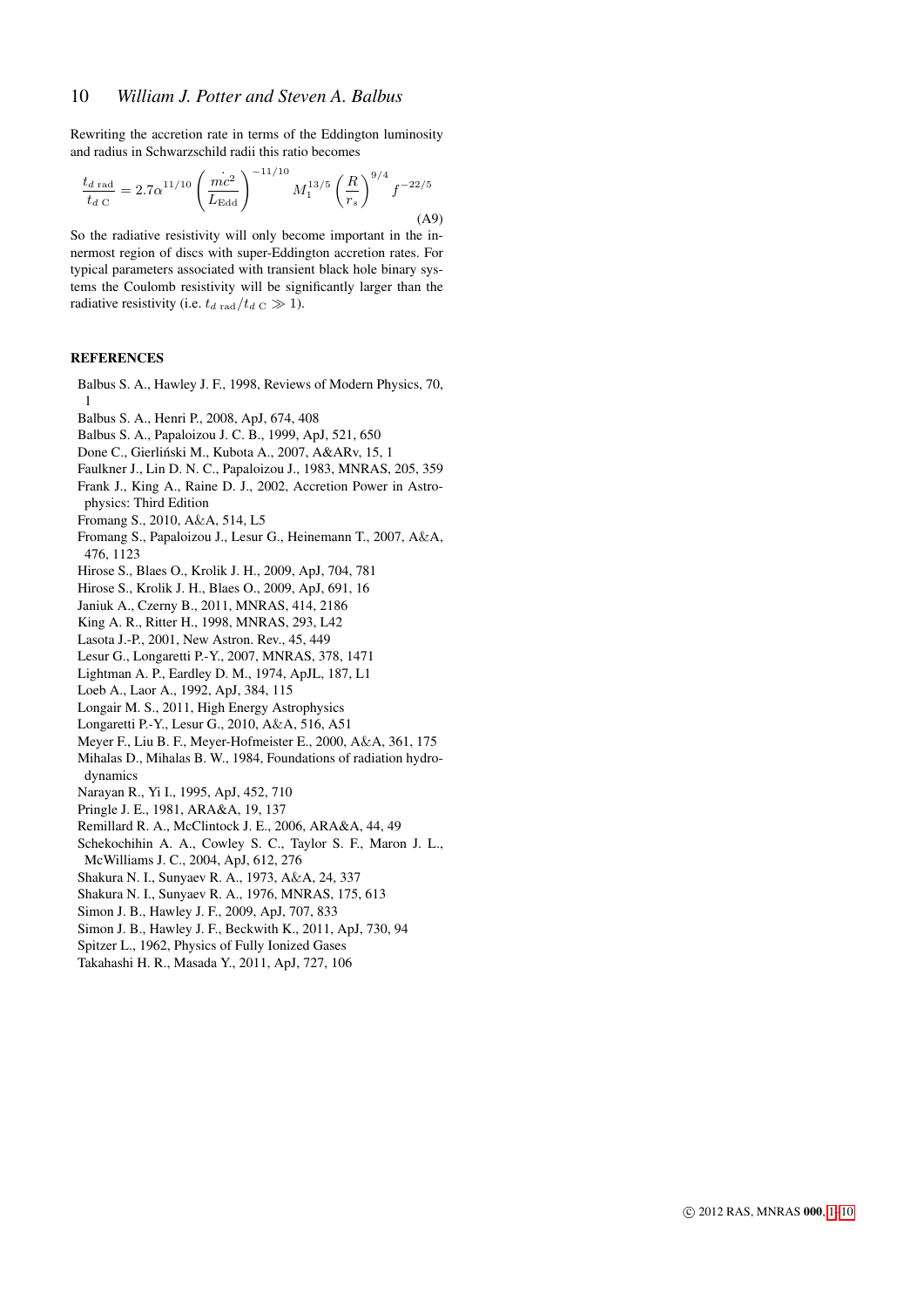Rewriting the accretion rate in terms of the Eddington luminosity and radius in Schwarzschild radii this ratio becomes

$$\frac{t_{d\ \rm rad}}{t_{d\ \rm C}} = 2.7\alpha^{11/10}\left(\frac{\dot{m}c^2}{L_{\rm Edd}}\right)^{-11/10} M_1^{13/5}\left(\frac{R}{r_s}\right)^{9/4} f^{-22/5} \tag{A9}$$

So the radiative resistivity will only become important in the innermost region of discs with super-Eddington accretion rates. For typical parameters associated with transient black hole binary systems the Coulomb resistivity will be significantly larger than the radiative resistivity (i.e. $t_{d\ \rm rad}/t_{d\ \rm C} \gg 1$).

## REFERENCES

Balbus S. A., Hawley J. F., 1998, Reviews of Modern Physics, 70, 1

Balbus S. A., Henri P., 2008, ApJ, 674, 408

Balbus S. A., Papaloizou J. C. B., 1999, ApJ, 521, 650

Done C., Gierliński M., Kubota A., 2007, A&ARv, 15, 1

Faulkner J., Lin D. N. C., Papaloizou J., 1983, MNRAS, 205, 359

Frank J., King A., Raine D. J., 2002, Accretion Power in Astrophysics: Third Edition

Fromang S., 2010, A&A, 514, L5

Fromang S., Papaloizou J., Lesur G., Heinemann T., 2007, A&A, 476, 1123

Hirose S., Blaes O., Krolik J. H., 2009, ApJ, 704, 781

Hirose S., Krolik J. H., Blaes O., 2009, ApJ, 691, 16

Janiuk A., Czerny B., 2011, MNRAS, 414, 2186

King A. R., Ritter H., 1998, MNRAS, 293, L42

Lasota J.-P., 2001, New Astron. Rev., 45, 449

Lesur G., Longaretti P.-Y., 2007, MNRAS, 378, 1471

Lightman A. P., Eardley D. M., 1974, ApJL, 187, L1

Loeb A., Laor A., 1992, ApJ, 384, 115

Longair M. S., 2011, High Energy Astrophysics

Longaretti P.-Y., Lesur G., 2010, A&A, 516, A51

Meyer F., Liu B. F., Meyer-Hofmeister E., 2000, A&A, 361, 175

Mihalas D., Mihalas B. W., 1984, Foundations of radiation hydrodynamics

Narayan R., Yi I., 1995, ApJ, 452, 710

Pringle J. E., 1981, ARA&A, 19, 137

Remillard R. A., McClintock J. E., 2006, ARA&A, 44, 49

Schekochihin A. A., Cowley S. C., Taylor S. F., Maron J. L., McWilliams J. C., 2004, ApJ, 612, 276

Shakura N. I., Sunyaev R. A., 1973, A&A, 24, 337

Shakura N. I., Sunyaev R. A., 1976, MNRAS, 175, 613

Simon J. B., Hawley J. F., 2009, ApJ, 707, 833

Simon J. B., Hawley J. F., Beckwith K., 2011, ApJ, 730, 94

Spitzer L., 1962, Physics of Fully Ionized Gases

Takahashi H. R., Masada Y., 2011, ApJ, 727, 106